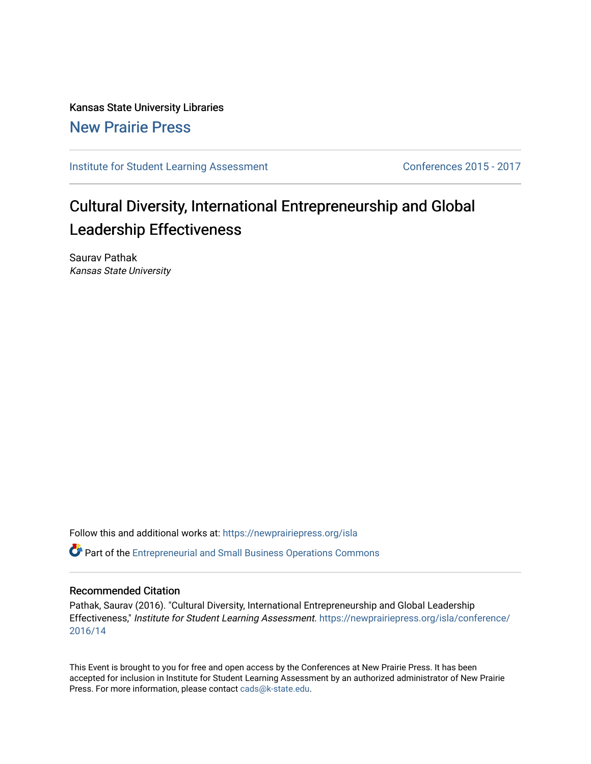Kansas State University Libraries

New Prairie Press

Institute for Student Learning Assessment | Conferences 2015 - 2017

# Cultural Diversity, International Entrepreneurship and Global Leadership Effectiveness

Saurav Pathak
*Kansas State University*

Follow this and additional works at: https://newprairiepress.org/isla

Part of the Entrepreneurial and Small Business Operations Commons

## Recommended Citation

Pathak, Saurav (2016). "Cultural Diversity, International Entrepreneurship and Global Leadership Effectiveness," *Institute for Student Learning Assessment.* https://newprairiepress.org/isla/conference/2016/14

This Event is brought to you for free and open access by the Conferences at New Prairie Press. It has been accepted for inclusion in Institute for Student Learning Assessment by an authorized administrator of New Prairie Press. For more information, please contact cads@k-state.edu.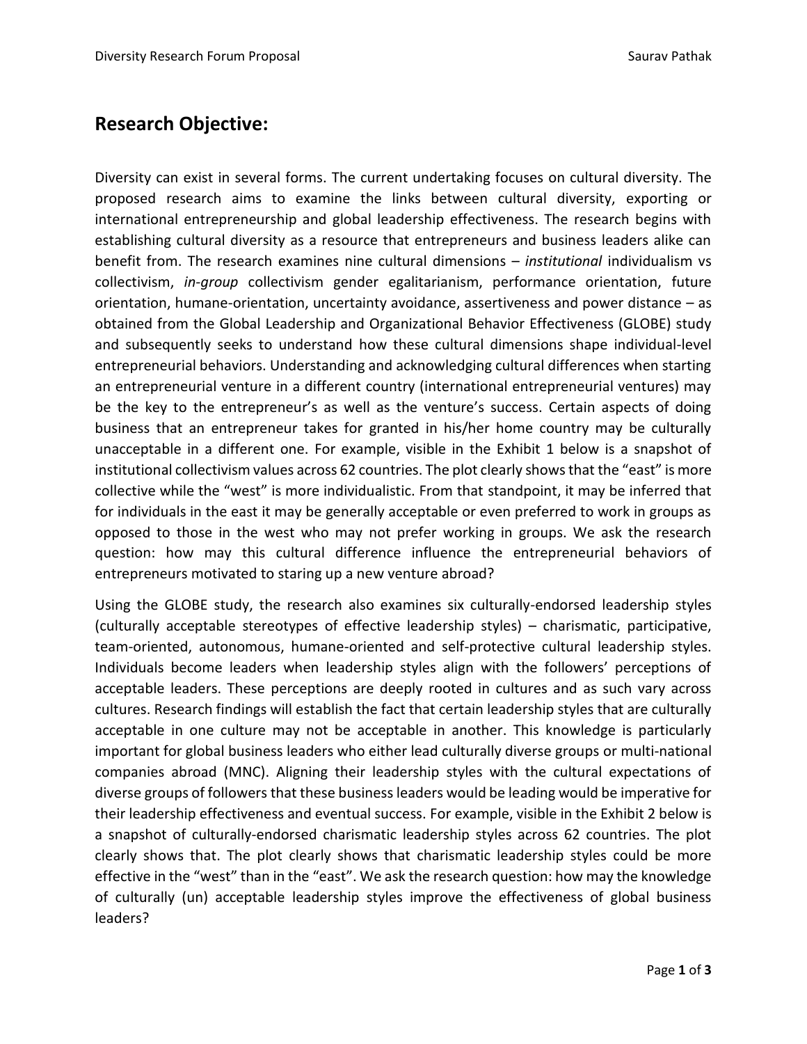## Research Objective:

Diversity can exist in several forms. The current undertaking focuses on cultural diversity. The proposed research aims to examine the links between cultural diversity, exporting or international entrepreneurship and global leadership effectiveness. The research begins with establishing cultural diversity as a resource that entrepreneurs and business leaders alike can benefit from. The research examines nine cultural dimensions – *institutional* individualism vs collectivism, *in-group* collectivism gender egalitarianism, performance orientation, future orientation, humane-orientation, uncertainty avoidance, assertiveness and power distance – as obtained from the Global Leadership and Organizational Behavior Effectiveness (GLOBE) study and subsequently seeks to understand how these cultural dimensions shape individual-level entrepreneurial behaviors. Understanding and acknowledging cultural differences when starting an entrepreneurial venture in a different country (international entrepreneurial ventures) may be the key to the entrepreneur's as well as the venture's success. Certain aspects of doing business that an entrepreneur takes for granted in his/her home country may be culturally unacceptable in a different one. For example, visible in the Exhibit 1 below is a snapshot of institutional collectivism values across 62 countries. The plot clearly shows that the "east" is more collective while the "west" is more individualistic. From that standpoint, it may be inferred that for individuals in the east it may be generally acceptable or even preferred to work in groups as opposed to those in the west who may not prefer working in groups. We ask the research question: how may this cultural difference influence the entrepreneurial behaviors of entrepreneurs motivated to staring up a new venture abroad?

Using the GLOBE study, the research also examines six culturally-endorsed leadership styles (culturally acceptable stereotypes of effective leadership styles) – charismatic, participative, team-oriented, autonomous, humane-oriented and self-protective cultural leadership styles. Individuals become leaders when leadership styles align with the followers' perceptions of acceptable leaders. These perceptions are deeply rooted in cultures and as such vary across cultures. Research findings will establish the fact that certain leadership styles that are culturally acceptable in one culture may not be acceptable in another. This knowledge is particularly important for global business leaders who either lead culturally diverse groups or multi-national companies abroad (MNC). Aligning their leadership styles with the cultural expectations of diverse groups of followers that these business leaders would be leading would be imperative for their leadership effectiveness and eventual success. For example, visible in the Exhibit 2 below is a snapshot of culturally-endorsed charismatic leadership styles across 62 countries. The plot clearly shows that. The plot clearly shows that charismatic leadership styles could be more effective in the "west" than in the "east". We ask the research question: how may the knowledge of culturally (un) acceptable leadership styles improve the effectiveness of global business leaders?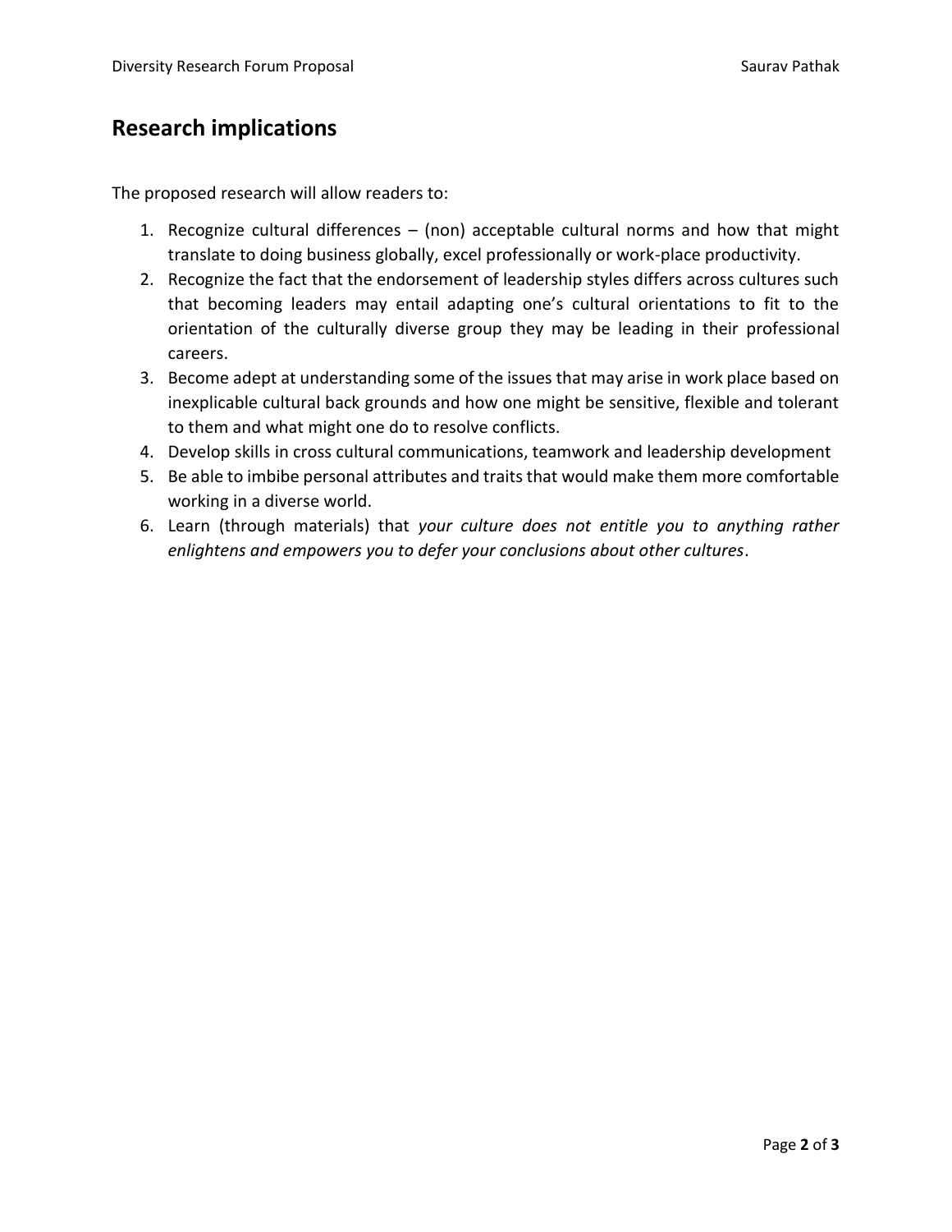## Research implications

The proposed research will allow readers to:

1. Recognize cultural differences – (non) acceptable cultural norms and how that might translate to doing business globally, excel professionally or work-place productivity.
2. Recognize the fact that the endorsement of leadership styles differs across cultures such that becoming leaders may entail adapting one's cultural orientations to fit to the orientation of the culturally diverse group they may be leading in their professional careers.
3. Become adept at understanding some of the issues that may arise in work place based on inexplicable cultural back grounds and how one might be sensitive, flexible and tolerant to them and what might one do to resolve conflicts.
4. Develop skills in cross cultural communications, teamwork and leadership development
5. Be able to imbibe personal attributes and traits that would make them more comfortable working in a diverse world.
6. Learn (through materials) that *your culture does not entitle you to anything rather enlightens and empowers you to defer your conclusions about other cultures*.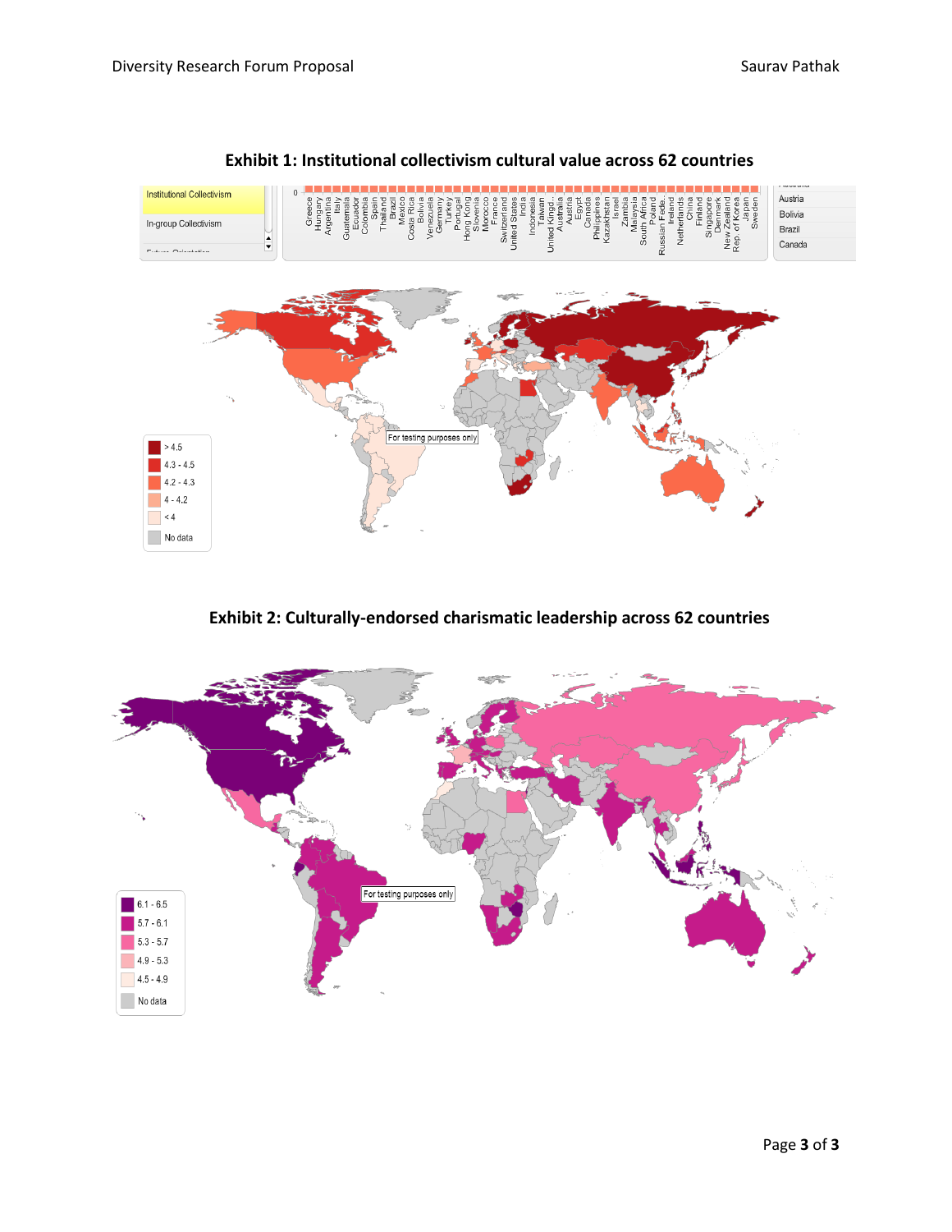**Exhibit 1: Institutional collectivism cultural value across 62 countries**

Institutional Collectivism

In-group Collectivism

0

Greece Hungary Argentina Italy Guatemala Ecuador Colombia Spain Thailand Brazil Mexico Costa Rica Bolivia Venezuela Germany Turkey Portugal Hong Kong Slovenia Morocco France Switzerland United States India Indonesia Taiwan United Kingd... Australia Austria Egypt Canada Philippines Kazakhstan Israel Zambia Malaysia South Africa Poland Russian Fede... Ireland Netherlands China Finland Singapore Denmark New Zealand Rep. of Korea Japan Sweden

Austria

Bolivia

Brazil

Canada

For testing purposes only

> 4.5

4.3 - 4.5

4.2 - 4.3

4 - 4.2

< 4

No data

**Exhibit 2: Culturally-endorsed charismatic leadership across 62 countries**

For testing purposes only

6.1 - 6.5

5.7 - 6.1

5.3 - 5.7

4.9 - 5.3

4.5 - 4.9

No data